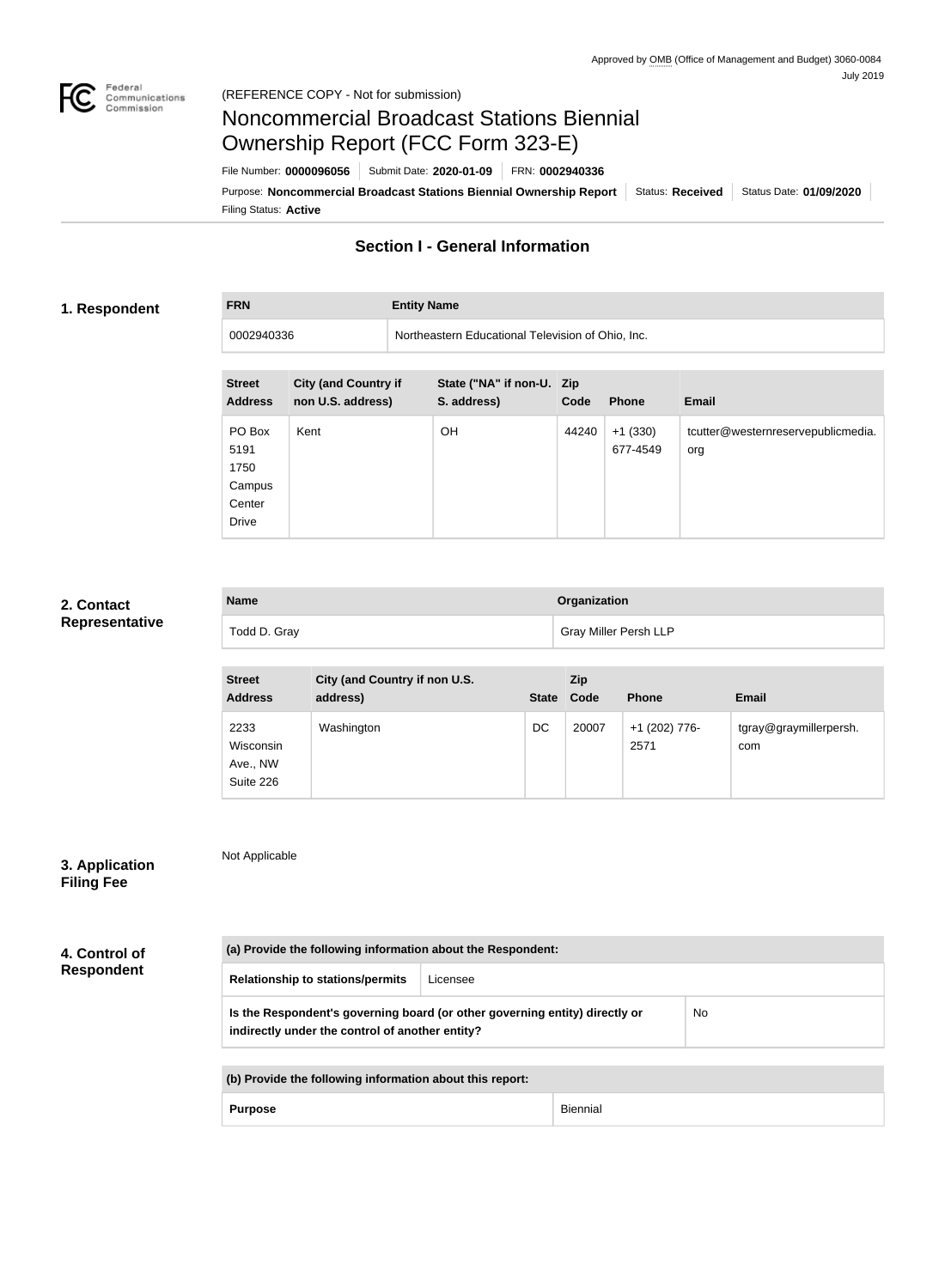Approved by OMB (Office of Management and Budget) 3060-0084
July 2019

(REFERENCE COPY - Not for submission)

# Noncommercial Broadcast Stations Biennial Ownership Report (FCC Form 323-E)

File Number: **0000096056** | Submit Date: **2020-01-09** | FRN: **0002940336**

Purpose: **Noncommercial Broadcast Stations Biennial Ownership Report** | Status: **Received** | Status Date: **01/09/2020**

Filing Status: **Active**

## Section I - General Information

### 1. Respondent

| FRN | Entity Name |
|---|---|
| 0002940336 | Northeastern Educational Television of Ohio, Inc. |

| Street Address | City (and Country if non U.S. address) | State ("NA" if non-U.S. address) | Zip Code | Phone | Email |
|---|---|---|---|---|---|
| PO Box 5191 1750 Campus Center Drive | Kent | OH | 44240 | +1 (330) 677-4549 | tcutter@westernreservepublicmedia.org |

### 2. Contact Representative

| Name | Organization |
|---|---|
| Todd D. Gray | Gray Miller Persh LLP |

| Street Address | City (and Country if non U.S. address) | State | Zip Code | Phone | Email |
|---|---|---|---|---|---|
| 2233 Wisconsin Ave., NW Suite 226 | Washington | DC | 20007 | +1 (202) 776-2571 | tgray@graymillerpersh.com |

### 3. Application Filing Fee

Not Applicable

### 4. Control of Respondent

| (a) Provide the following information about the Respondent: | |
|---|---|
| Relationship to stations/permits | Licensee |
| Is the Respondent's governing board (or other governing entity) directly or indirectly under the control of another entity? | No |

| (b) Provide the following information about this report: | |
|---|---|
| Purpose | Biennial |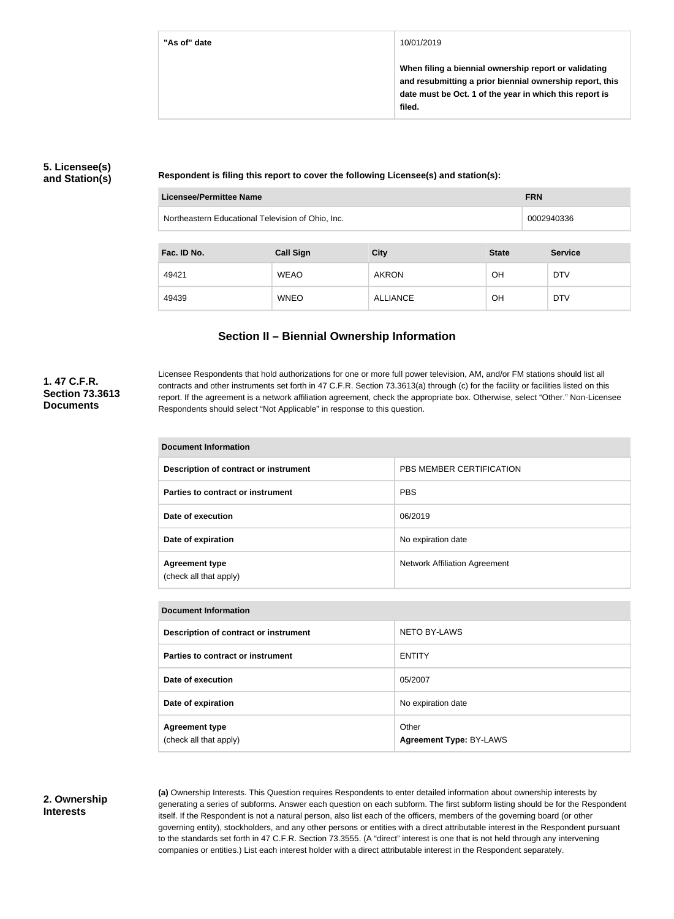| "As of" date | 10/01/2019<br><br>**When filing a biennial ownership report or validating and resubmitting a prior biennial ownership report, this date must be Oct. 1 of the year in which this report is filed.** |
|---|---|

### 5. Licensee(s) and Station(s)

**Respondent is filing this report to cover the following Licensee(s) and station(s):**

| Licensee/Permittee Name | FRN |
|---|---|
| Northeastern Educational Television of Ohio, Inc. | 0002940336 |

| Fac. ID No. | Call Sign | City | State | Service |
|---|---|---|---|---|
| 49421 | WEAO | AKRON | OH | DTV |
| 49439 | WNEO | ALLIANCE | OH | DTV |

## Section II – Biennial Ownership Information

### 1. 47 C.F.R. Section 73.3613 Documents

Licensee Respondents that hold authorizations for one or more full power television, AM, and/or FM stations should list all contracts and other instruments set forth in 47 C.F.R. Section 73.3613(a) through (c) for the facility or facilities listed on this report. If the agreement is a network affiliation agreement, check the appropriate box. Otherwise, select "Other." Non-Licensee Respondents should select "Not Applicable" in response to this question.

| Document Information | |
|---|---|
| Description of contract or instrument | PBS MEMBER CERTIFICATION |
| Parties to contract or instrument | PBS |
| Date of execution | 06/2019 |
| Date of expiration | No expiration date |
| Agreement type<br>(check all that apply) | Network Affiliation Agreement |

| Document Information | |
|---|---|
| Description of contract or instrument | NETO BY-LAWS |
| Parties to contract or instrument | ENTITY |
| Date of execution | 05/2007 |
| Date of expiration | No expiration date |
| Agreement type<br>(check all that apply) | Other<br>**Agreement Type:** BY-LAWS |

### 2. Ownership Interests

**(a)** Ownership Interests. This Question requires Respondents to enter detailed information about ownership interests by generating a series of subforms. Answer each question on each subform. The first subform listing should be for the Respondent itself. If the Respondent is not a natural person, also list each of the officers, members of the governing board (or other governing entity), stockholders, and any other persons or entities with a direct attributable interest in the Respondent pursuant to the standards set forth in 47 C.F.R. Section 73.3555. (A "direct" interest is one that is not held through any intervening companies or entities.) List each interest holder with a direct attributable interest in the Respondent separately.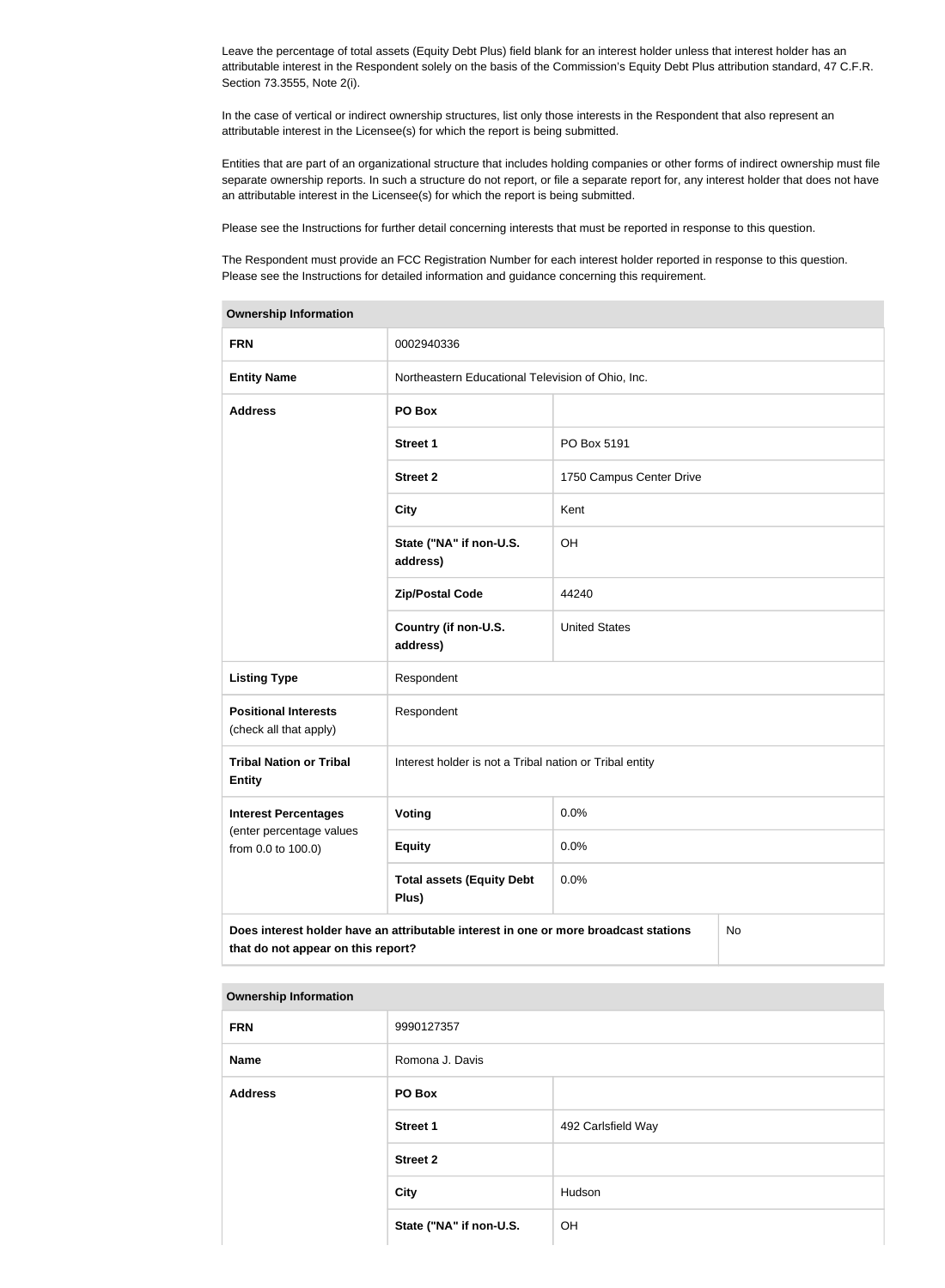Leave the percentage of total assets (Equity Debt Plus) field blank for an interest holder unless that interest holder has an attributable interest in the Respondent solely on the basis of the Commission's Equity Debt Plus attribution standard, 47 C.F.R. Section 73.3555, Note 2(i).

In the case of vertical or indirect ownership structures, list only those interests in the Respondent that also represent an attributable interest in the Licensee(s) for which the report is being submitted.

Entities that are part of an organizational structure that includes holding companies or other forms of indirect ownership must file separate ownership reports. In such a structure do not report, or file a separate report for, any interest holder that does not have an attributable interest in the Licensee(s) for which the report is being submitted.

Please see the Instructions for further detail concerning interests that must be reported in response to this question.

The Respondent must provide an FCC Registration Number for each interest holder reported in response to this question. Please see the Instructions for detailed information and guidance concerning this requirement.

| **Ownership Information** | | |
|---|---|---|
| **FRN** | 0002940336 | |
| **Entity Name** | Northeastern Educational Television of Ohio, Inc. | |
| **Address** | **PO Box** | |
| | **Street 1** | PO Box 5191 |
| | **Street 2** | 1750 Campus Center Drive |
| | **City** | Kent |
| | **State ("NA" if non-U.S. address)** | OH |
| | **Zip/Postal Code** | 44240 |
| | **Country (if non-U.S. address)** | United States |
| **Listing Type** | Respondent | |
| **Positional Interests** (check all that apply) | Respondent | |
| **Tribal Nation or Tribal Entity** | Interest holder is not a Tribal nation or Tribal entity | |
| **Interest Percentages** (enter percentage values from 0.0 to 100.0) | **Voting** | 0.0% |
| | **Equity** | 0.0% |
| | **Total assets (Equity Debt Plus)** | 0.0% |
| **Does interest holder have an attributable interest in one or more broadcast stations that do not appear on this report?** | | No |

| **Ownership Information** | | |
|---|---|---|
| **FRN** | 9990127357 | |
| **Name** | Romona J. Davis | |
| **Address** | **PO Box** | |
| | **Street 1** | 492 Carlsfield Way |
| | **Street 2** | |
| | **City** | Hudson |
| | **State ("NA" if non-U.S.** | OH |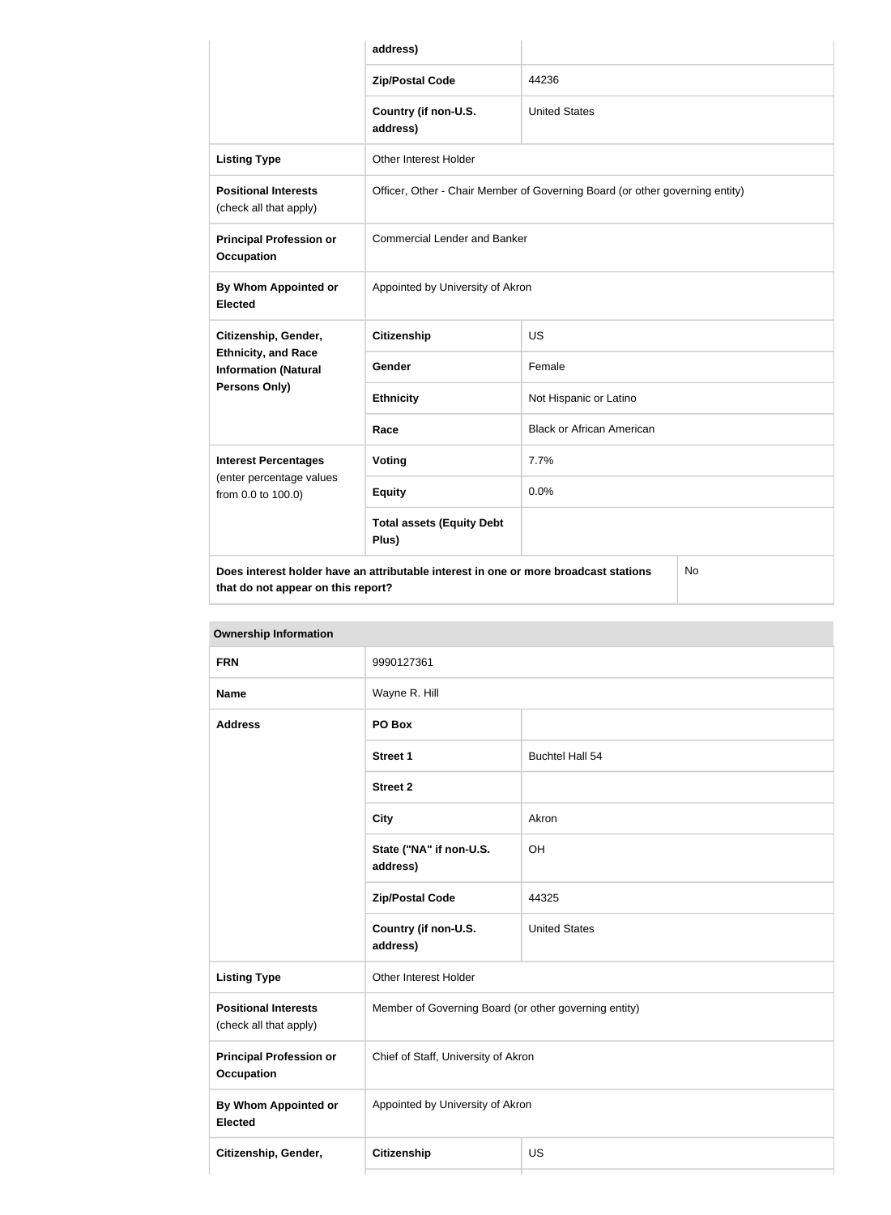| | | |
|---|---|---|
| | address) | |
| | **Zip/Postal Code** | 44236 |
| | **Country (if non-U.S. address)** | United States |
| **Listing Type** | Other Interest Holder | |
| **Positional Interests** (check all that apply) | Officer, Other - Chair Member of Governing Board (or other governing entity) | |
| **Principal Profession or Occupation** | Commercial Lender and Banker | |
| **By Whom Appointed or Elected** | Appointed by University of Akron | |
| **Citizenship, Gender, Ethnicity, and Race Information (Natural Persons Only)** | **Citizenship** | US |
| | **Gender** | Female |
| | **Ethnicity** | Not Hispanic or Latino |
| | **Race** | Black or African American |
| **Interest Percentages** (enter percentage values from 0.0 to 100.0) | **Voting** | 7.7% |
| | **Equity** | 0.0% |
| | **Total assets (Equity Debt Plus)** | |
| **Does interest holder have an attributable interest in one or more broadcast stations that do not appear on this report?** | | No |

| **Ownership Information** | | |
|---|---|---|
| **FRN** | 9990127361 | |
| **Name** | Wayne R. Hill | |
| **Address** | **PO Box** | |
| | **Street 1** | Buchtel Hall 54 |
| | **Street 2** | |
| | **City** | Akron |
| | **State ("NA" if non-U.S. address)** | OH |
| | **Zip/Postal Code** | 44325 |
| | **Country (if non-U.S. address)** | United States |
| **Listing Type** | Other Interest Holder | |
| **Positional Interests** (check all that apply) | Member of Governing Board (or other governing entity) | |
| **Principal Profession or Occupation** | Chief of Staff, University of Akron | |
| **By Whom Appointed or Elected** | Appointed by University of Akron | |
| **Citizenship, Gender,** | **Citizenship** | US |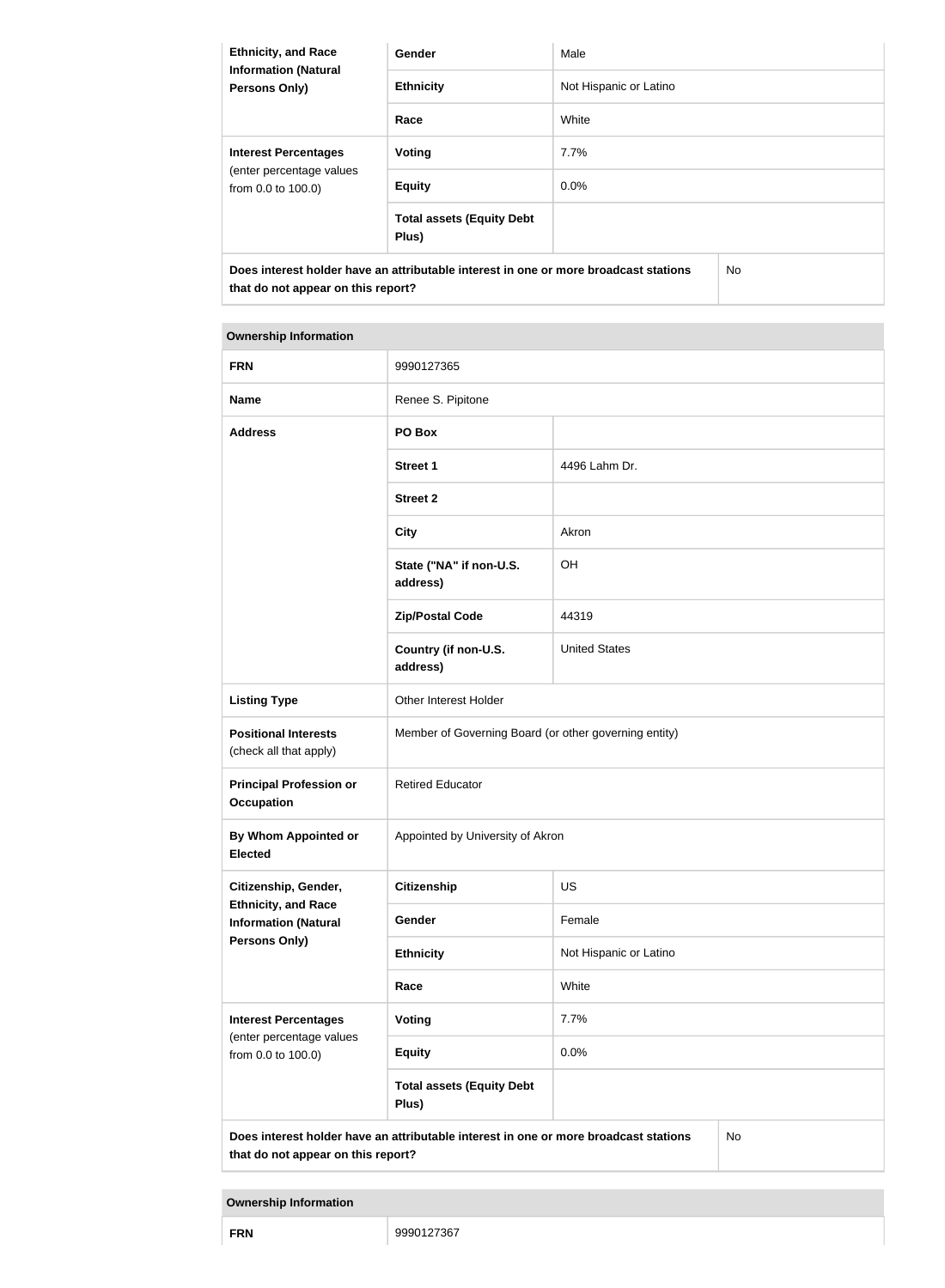| Ethnicity, and Race Information (Natural Persons Only) | Gender | Male |
|---|---|---|
| | Ethnicity | Not Hispanic or Latino |
| | Race | White |
| **Interest Percentages** (enter percentage values from 0.0 to 100.0) | Voting | 7.7% |
| | Equity | 0.0% |
| | Total assets (Equity Debt Plus) | |
| **Does interest holder have an attributable interest in one or more broadcast stations that do not appear on this report?** | | No |

| Ownership Information | | |
|---|---|---|
| **FRN** | 9990127365 | |
| **Name** | Renee S. Pipitone | |
| **Address** | PO Box | |
| | Street 1 | 4496 Lahm Dr. |
| | Street 2 | |
| | City | Akron |
| | State ("NA" if non-U.S. address) | OH |
| | Zip/Postal Code | 44319 |
| | Country (if non-U.S. address) | United States |
| **Listing Type** | Other Interest Holder | |
| **Positional Interests** (check all that apply) | Member of Governing Board (or other governing entity) | |
| **Principal Profession or Occupation** | Retired Educator | |
| **By Whom Appointed or Elected** | Appointed by University of Akron | |
| **Citizenship, Gender, Ethnicity, and Race Information (Natural Persons Only)** | Citizenship | US |
| | Gender | Female |
| | Ethnicity | Not Hispanic or Latino |
| | Race | White |
| **Interest Percentages** (enter percentage values from 0.0 to 100.0) | Voting | 7.7% |
| | Equity | 0.0% |
| | Total assets (Equity Debt Plus) | |
| **Does interest holder have an attributable interest in one or more broadcast stations that do not appear on this report?** | | No |

| Ownership Information | |
|---|---|
| **FRN** | 9990127367 |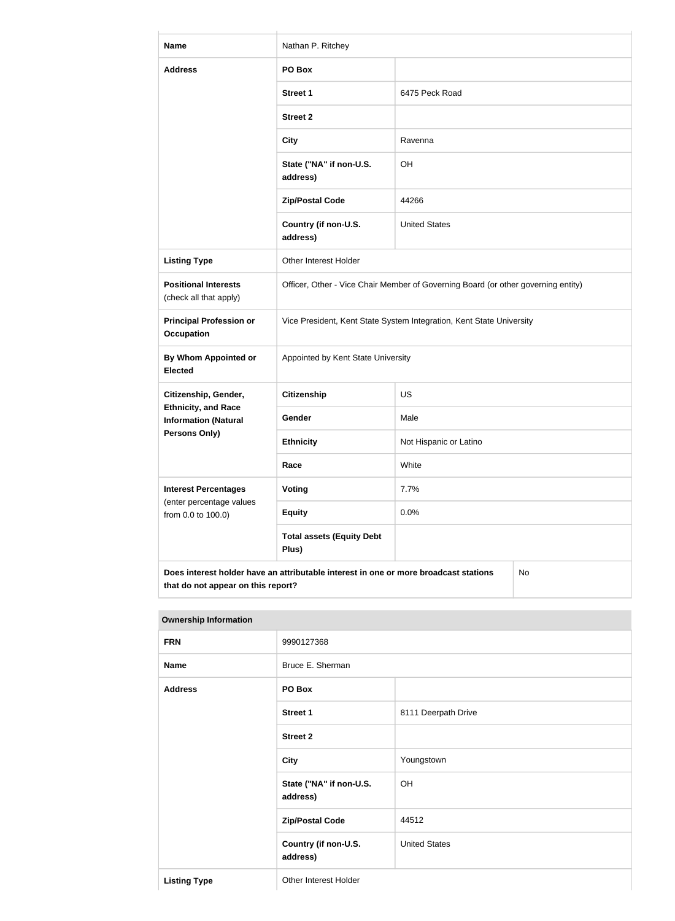| | | |
|---|---|---|
| **Name** | Nathan P. Ritchey | |
| **Address** | **PO Box** | |
| | **Street 1** | 6475 Peck Road |
| | **Street 2** | |
| | **City** | Ravenna |
| | **State ("NA" if non-U.S. address)** | OH |
| | **Zip/Postal Code** | 44266 |
| | **Country (if non-U.S. address)** | United States |
| **Listing Type** | Other Interest Holder | |
| **Positional Interests** (check all that apply) | Officer, Other - Vice Chair Member of Governing Board (or other governing entity) | |
| **Principal Profession or Occupation** | Vice President, Kent State System Integration, Kent State University | |
| **By Whom Appointed or Elected** | Appointed by Kent State University | |
| **Citizenship, Gender, Ethnicity, and Race Information (Natural Persons Only)** | **Citizenship** | US |
| | **Gender** | Male |
| | **Ethnicity** | Not Hispanic or Latino |
| | **Race** | White |
| **Interest Percentages** (enter percentage values from 0.0 to 100.0) | **Voting** | 7.7% |
| | **Equity** | 0.0% |
| | **Total assets (Equity Debt Plus)** | |
| **Does interest holder have an attributable interest in one or more broadcast stations that do not appear on this report?** | | No |

**Ownership Information**

| | | |
|---|---|---|
| **FRN** | 9990127368 | |
| **Name** | Bruce E. Sherman | |
| **Address** | **PO Box** | |
| | **Street 1** | 8111 Deerpath Drive |
| | **Street 2** | |
| | **City** | Youngstown |
| | **State ("NA" if non-U.S. address)** | OH |
| | **Zip/Postal Code** | 44512 |
| | **Country (if non-U.S. address)** | United States |
| **Listing Type** | Other Interest Holder | |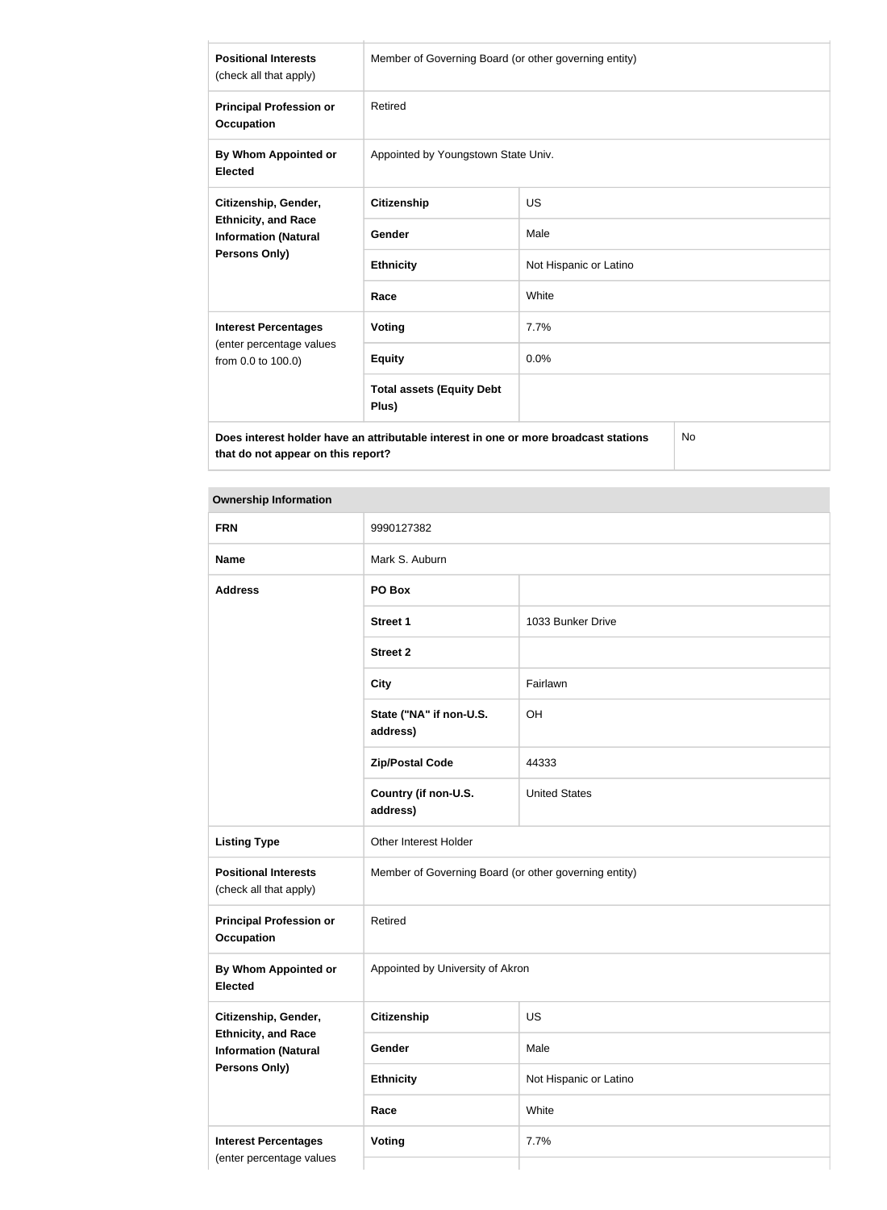| | | |
|---|---|---|
| **Positional Interests** (check all that apply) | Member of Governing Board (or other governing entity) | |
| **Principal Profession or Occupation** | Retired | |
| **By Whom Appointed or Elected** | Appointed by Youngstown State Univ. | |
| **Citizenship, Gender, Ethnicity, and Race Information (Natural Persons Only)** | **Citizenship** | US |
| | **Gender** | Male |
| | **Ethnicity** | Not Hispanic or Latino |
| | **Race** | White |
| **Interest Percentages** (enter percentage values from 0.0 to 100.0) | **Voting** | 7.7% |
| | **Equity** | 0.0% |
| | **Total assets (Equity Debt Plus)** | |
| **Does interest holder have an attributable interest in one or more broadcast stations that do not appear on this report?** | | No |

| **Ownership Information** | | |
|---|---|---|
| **FRN** | 9990127382 | |
| **Name** | Mark S. Auburn | |
| **Address** | **PO Box** | |
| | **Street 1** | 1033 Bunker Drive |
| | **Street 2** | |
| | **City** | Fairlawn |
| | **State ("NA" if non-U.S. address)** | OH |
| | **Zip/Postal Code** | 44333 |
| | **Country (if non-U.S. address)** | United States |
| **Listing Type** | Other Interest Holder | |
| **Positional Interests** (check all that apply) | Member of Governing Board (or other governing entity) | |
| **Principal Profession or Occupation** | Retired | |
| **By Whom Appointed or Elected** | Appointed by University of Akron | |
| **Citizenship, Gender, Ethnicity, and Race Information (Natural Persons Only)** | **Citizenship** | US |
| | **Gender** | Male |
| | **Ethnicity** | Not Hispanic or Latino |
| | **Race** | White |
| **Interest Percentages** (enter percentage values | **Voting** | 7.7% |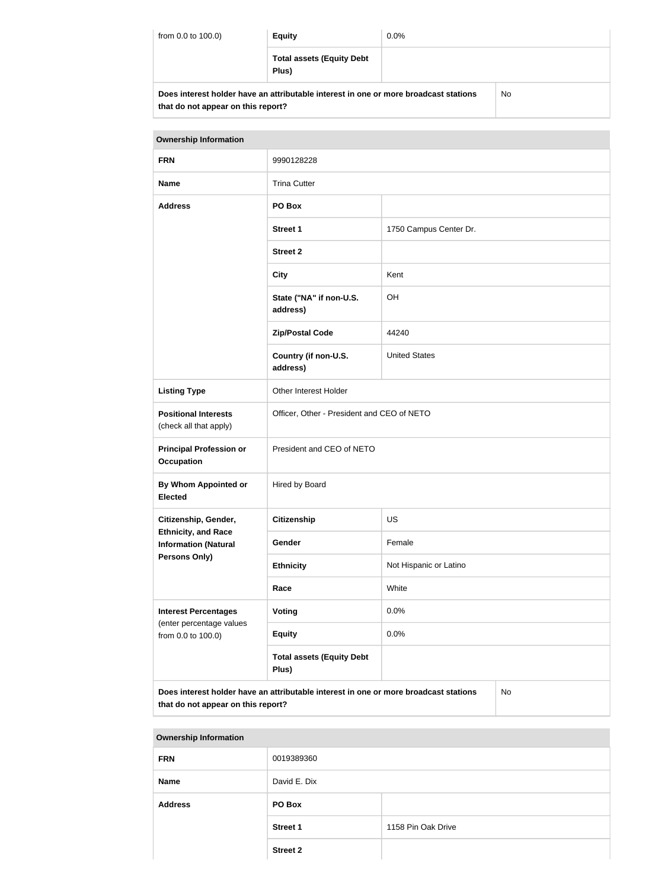| from 0.0 to 100.0) | Equity | 0.0% |
|---|---|---|
| | Total assets (Equity Debt Plus) | |

| Does interest holder have an attributable interest in one or more broadcast stations that do not appear on this report? | No |
|---|---|

| Ownership Information | | |
|---|---|---|
| FRN | 9990128228 | |
| Name | Trina Cutter | |
| Address | PO Box | |
| | Street 1 | 1750 Campus Center Dr. |
| | Street 2 | |
| | City | Kent |
| | State ("NA" if non-U.S. address) | OH |
| | Zip/Postal Code | 44240 |
| | Country (if non-U.S. address) | United States |
| Listing Type | Other Interest Holder | |
| Positional Interests (check all that apply) | Officer, Other - President and CEO of NETO | |
| Principal Profession or Occupation | President and CEO of NETO | |
| By Whom Appointed or Elected | Hired by Board | |
| Citizenship, Gender, Ethnicity, and Race Information (Natural Persons Only) | Citizenship | US |
| | Gender | Female |
| | Ethnicity | Not Hispanic or Latino |
| | Race | White |
| Interest Percentages (enter percentage values from 0.0 to 100.0) | Voting | 0.0% |
| | Equity | 0.0% |
| | Total assets (Equity Debt Plus) | |

| Does interest holder have an attributable interest in one or more broadcast stations that do not appear on this report? | No |
|---|---|

| Ownership Information | | |
|---|---|---|
| FRN | 0019389360 | |
| Name | David E. Dix | |
| Address | PO Box | |
| | Street 1 | 1158 Pin Oak Drive |
| | Street 2 | |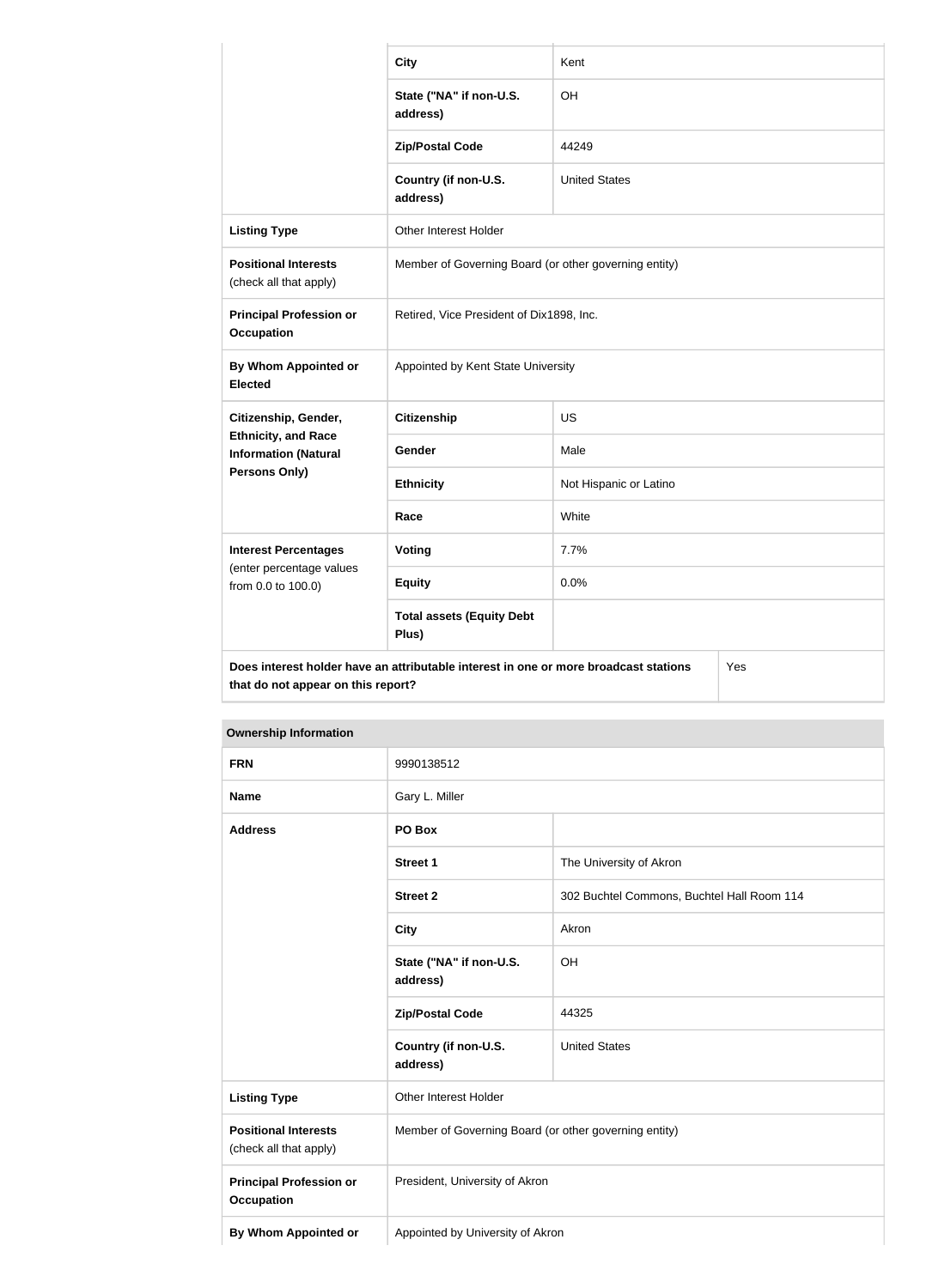| | | |
|---|---|---|
| | **City** | Kent |
| | **State ("NA" if non-U.S. address)** | OH |
| | **Zip/Postal Code** | 44249 |
| | **Country (if non-U.S. address)** | United States |
| **Listing Type** | Other Interest Holder | |
| **Positional Interests** (check all that apply) | Member of Governing Board (or other governing entity) | |
| **Principal Profession or Occupation** | Retired, Vice President of Dix1898, Inc. | |
| **By Whom Appointed or Elected** | Appointed by Kent State University | |
| **Citizenship, Gender, Ethnicity, and Race Information (Natural Persons Only)** | **Citizenship** | US |
| | **Gender** | Male |
| | **Ethnicity** | Not Hispanic or Latino |
| | **Race** | White |
| **Interest Percentages** (enter percentage values from 0.0 to 100.0) | **Voting** | 7.7% |
| | **Equity** | 0.0% |
| | **Total assets (Equity Debt Plus)** | |
| **Does interest holder have an attributable interest in one or more broadcast stations that do not appear on this report?** | | Yes |

| **Ownership Information** | | |
|---|---|---|
| **FRN** | 9990138512 | |
| **Name** | Gary L. Miller | |
| **Address** | **PO Box** | |
| | **Street 1** | The University of Akron |
| | **Street 2** | 302 Buchtel Commons, Buchtel Hall Room 114 |
| | **City** | Akron |
| | **State ("NA" if non-U.S. address)** | OH |
| | **Zip/Postal Code** | 44325 |
| | **Country (if non-U.S. address)** | United States |
| **Listing Type** | Other Interest Holder | |
| **Positional Interests** (check all that apply) | Member of Governing Board (or other governing entity) | |
| **Principal Profession or Occupation** | President, University of Akron | |
| **By Whom Appointed or** | Appointed by University of Akron | |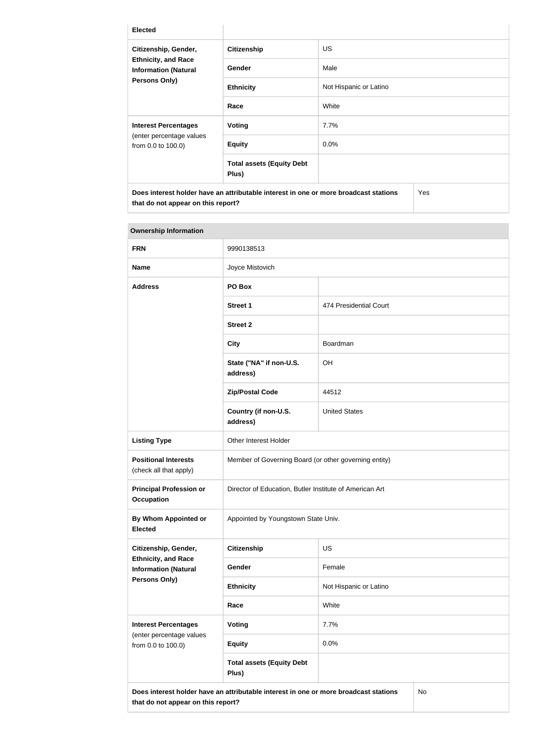| Elected | | |
|---|---|---|
| Citizenship, Gender, Ethnicity, and Race Information (Natural Persons Only) | Citizenship | US |
| | Gender | Male |
| | Ethnicity | Not Hispanic or Latino |
| | Race | White |
| Interest Percentages (enter percentage values from 0.0 to 100.0) | Voting | 7.7% |
| | Equity | 0.0% |
| | Total assets (Equity Debt Plus) | |
| Does interest holder have an attributable interest in one or more broadcast stations that do not appear on this report? | | Yes |

| Ownership Information | | |
|---|---|---|
| FRN | 9990138513 | |
| Name | Joyce Mistovich | |
| Address | PO Box | |
| | Street 1 | 474 Presidential Court |
| | Street 2 | |
| | City | Boardman |
| | State ("NA" if non-U.S. address) | OH |
| | Zip/Postal Code | 44512 |
| | Country (if non-U.S. address) | United States |
| Listing Type | Other Interest Holder | |
| Positional Interests (check all that apply) | Member of Governing Board (or other governing entity) | |
| Principal Profession or Occupation | Director of Education, Butler Institute of American Art | |
| By Whom Appointed or Elected | Appointed by Youngstown State Univ. | |
| Citizenship, Gender, Ethnicity, and Race Information (Natural Persons Only) | Citizenship | US |
| | Gender | Female |
| | Ethnicity | Not Hispanic or Latino |
| | Race | White |
| Interest Percentages (enter percentage values from 0.0 to 100.0) | Voting | 7.7% |
| | Equity | 0.0% |
| | Total assets (Equity Debt Plus) | |
| Does interest holder have an attributable interest in one or more broadcast stations that do not appear on this report? | | No |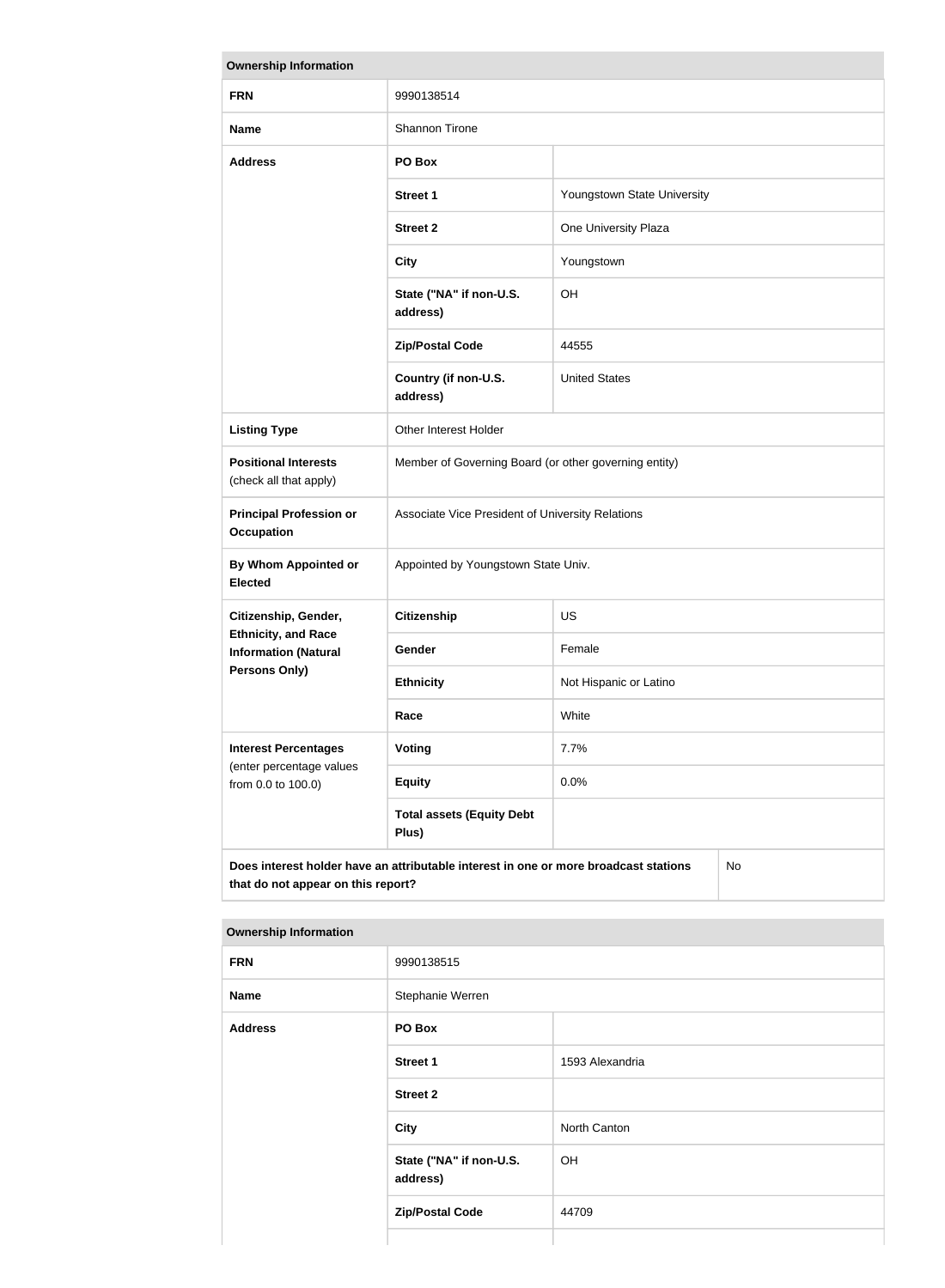| Ownership Information | | |
|---|---|---|
| **FRN** | 9990138514 | |
| **Name** | Shannon Tirone | |
| **Address** | **PO Box** | |
| | **Street 1** | Youngstown State University |
| | **Street 2** | One University Plaza |
| | **City** | Youngstown |
| | **State ("NA" if non-U.S. address)** | OH |
| | **Zip/Postal Code** | 44555 |
| | **Country (if non-U.S. address)** | United States |
| **Listing Type** | Other Interest Holder | |
| **Positional Interests** (check all that apply) | Member of Governing Board (or other governing entity) | |
| **Principal Profession or Occupation** | Associate Vice President of University Relations | |
| **By Whom Appointed or Elected** | Appointed by Youngstown State Univ. | |
| **Citizenship, Gender, Ethnicity, and Race Information (Natural Persons Only)** | **Citizenship** | US |
| | **Gender** | Female |
| | **Ethnicity** | Not Hispanic or Latino |
| | **Race** | White |
| **Interest Percentages** (enter percentage values from 0.0 to 100.0) | **Voting** | 7.7% |
| | **Equity** | 0.0% |
| | **Total assets (Equity Debt Plus)** | |
| **Does interest holder have an attributable interest in one or more broadcast stations that do not appear on this report?** | | No |

| Ownership Information | | |
|---|---|---|
| **FRN** | 9990138515 | |
| **Name** | Stephanie Werren | |
| **Address** | **PO Box** | |
| | **Street 1** | 1593 Alexandria |
| | **Street 2** | |
| | **City** | North Canton |
| | **State ("NA" if non-U.S. address)** | OH |
| | **Zip/Postal Code** | 44709 |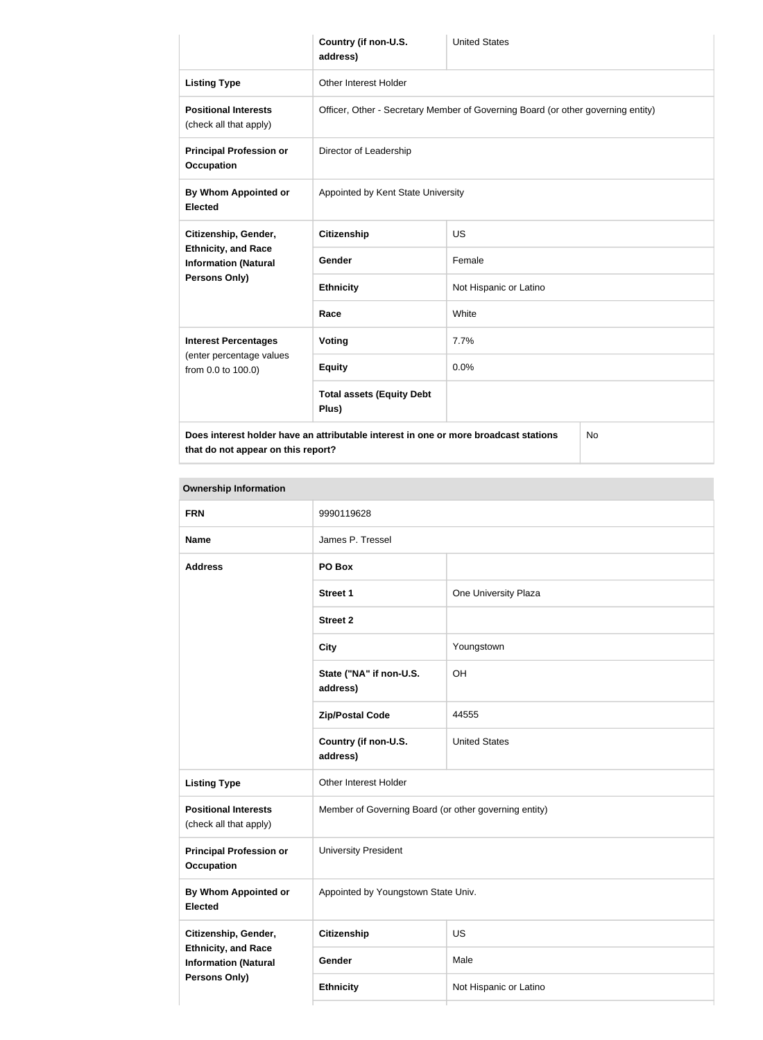| | Country (if non-U.S. address) | United States |
|---|---|---|
| **Listing Type** | Other Interest Holder | |
| **Positional Interests** (check all that apply) | Officer, Other - Secretary Member of Governing Board (or other governing entity) | |
| **Principal Profession or Occupation** | Director of Leadership | |
| **By Whom Appointed or Elected** | Appointed by Kent State University | |
| **Citizenship, Gender, Ethnicity, and Race Information (Natural Persons Only)** | **Citizenship** | US |
| | **Gender** | Female |
| | **Ethnicity** | Not Hispanic or Latino |
| | **Race** | White |
| **Interest Percentages** (enter percentage values from 0.0 to 100.0) | **Voting** | 7.7% |
| | **Equity** | 0.0% |
| | **Total assets (Equity Debt Plus)** | |
| **Does interest holder have an attributable interest in one or more broadcast stations that do not appear on this report?** | | No |

**Ownership Information**

| **FRN** | 9990119628 | |
|---|---|---|
| **Name** | James P. Tressel | |
| **Address** | **PO Box** | |
| | **Street 1** | One University Plaza |
| | **Street 2** | |
| | **City** | Youngstown |
| | **State ("NA" if non-U.S. address)** | OH |
| | **Zip/Postal Code** | 44555 |
| | **Country (if non-U.S. address)** | United States |
| **Listing Type** | Other Interest Holder | |
| **Positional Interests** (check all that apply) | Member of Governing Board (or other governing entity) | |
| **Principal Profession or Occupation** | University President | |
| **By Whom Appointed or Elected** | Appointed by Youngstown State Univ. | |
| **Citizenship, Gender, Ethnicity, and Race Information (Natural Persons Only)** | **Citizenship** | US |
| | **Gender** | Male |
| | **Ethnicity** | Not Hispanic or Latino |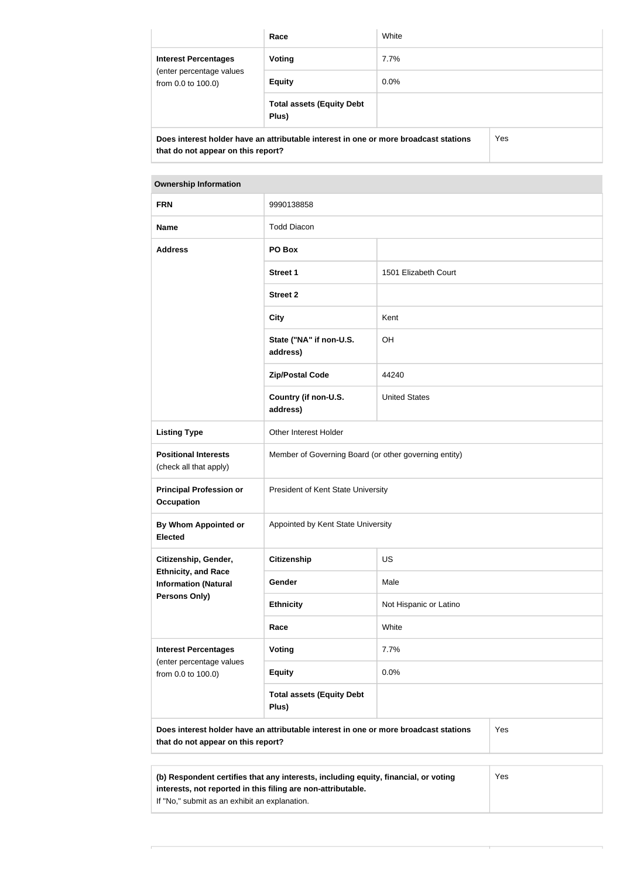| | | |
|---|---|---|
| | **Race** | White |
| **Interest Percentages** (enter percentage values from 0.0 to 100.0) | **Voting** | 7.7% |
| | **Equity** | 0.0% |
| | **Total assets (Equity Debt Plus)** | |
| **Does interest holder have an attributable interest in one or more broadcast stations that do not appear on this report?** | | Yes |

| **Ownership Information** | | |
|---|---|---|
| **FRN** | 9990138858 | |
| **Name** | Todd Diacon | |
| **Address** | **PO Box** | |
| | **Street 1** | 1501 Elizabeth Court |
| | **Street 2** | |
| | **City** | Kent |
| | **State ("NA" if non-U.S. address)** | OH |
| | **Zip/Postal Code** | 44240 |
| | **Country (if non-U.S. address)** | United States |
| **Listing Type** | Other Interest Holder | |
| **Positional Interests** (check all that apply) | Member of Governing Board (or other governing entity) | |
| **Principal Profession or Occupation** | President of Kent State University | |
| **By Whom Appointed or Elected** | Appointed by Kent State University | |
| **Citizenship, Gender, Ethnicity, and Race Information (Natural Persons Only)** | **Citizenship** | US |
| | **Gender** | Male |
| | **Ethnicity** | Not Hispanic or Latino |
| | **Race** | White |
| **Interest Percentages** (enter percentage values from 0.0 to 100.0) | **Voting** | 7.7% |
| | **Equity** | 0.0% |
| | **Total assets (Equity Debt Plus)** | |
| **Does interest holder have an attributable interest in one or more broadcast stations that do not appear on this report?** | | Yes |

| | |
|---|---|
| **(b) Respondent certifies that any interests, including equity, financial, or voting interests, not reported in this filing are non-attributable.** If "No," submit as an exhibit an explanation. | Yes |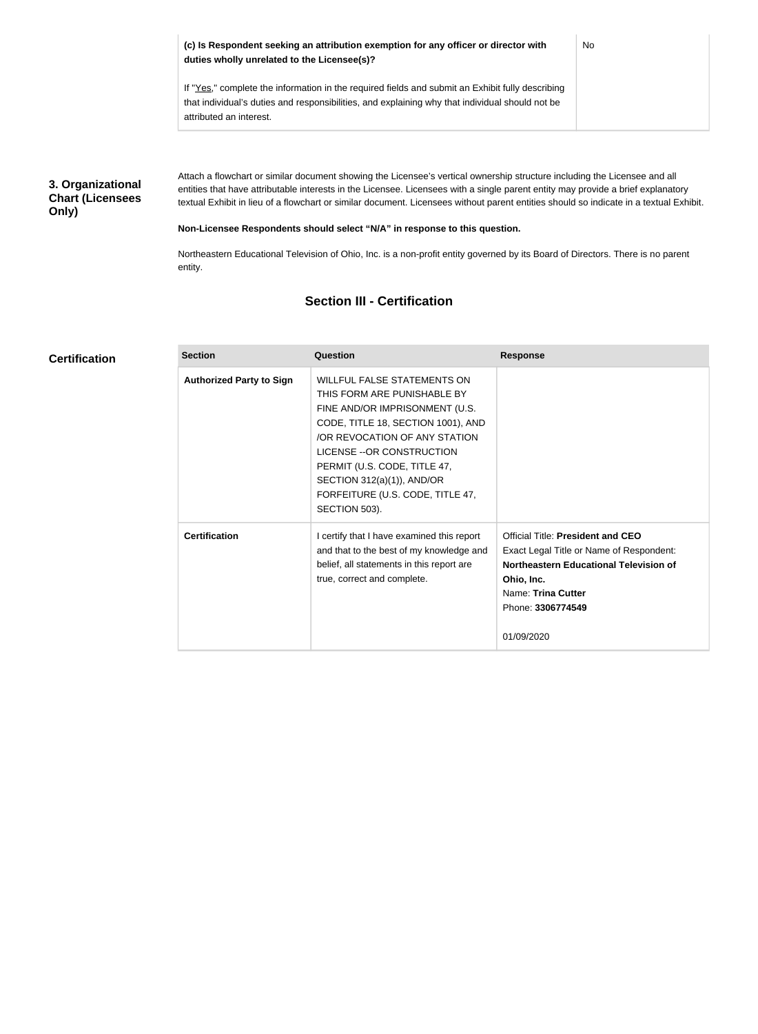| | |
|---|---|
| **(c) Is Respondent seeking an attribution exemption for any officer or director with duties wholly unrelated to the Licensee(s)?**<br><br>If "Yes," complete the information in the required fields and submit an Exhibit fully describing that individual's duties and responsibilities, and explaining why that individual should not be attributed an interest. | No |

### 3. Organizational Chart (Licensees Only)

Attach a flowchart or similar document showing the Licensee's vertical ownership structure including the Licensee and all entities that have attributable interests in the Licensee. Licensees with a single parent entity may provide a brief explanatory textual Exhibit in lieu of a flowchart or similar document. Licensees without parent entities should so indicate in a textual Exhibit.

**Non-Licensee Respondents should select "N/A" in response to this question.**

Northeastern Educational Television of Ohio, Inc. is a non-profit entity governed by its Board of Directors. There is no parent entity.

## Section III - Certification

### Certification

| Section | Question | Response |
|---|---|---|
| **Authorized Party to Sign** | WILLFUL FALSE STATEMENTS ON THIS FORM ARE PUNISHABLE BY FINE AND/OR IMPRISONMENT (U.S. CODE, TITLE 18, SECTION 1001), AND /OR REVOCATION OF ANY STATION LICENSE --OR CONSTRUCTION PERMIT (U.S. CODE, TITLE 47, SECTION 312(a)(1)), AND/OR FORFEITURE (U.S. CODE, TITLE 47, SECTION 503). | |
| **Certification** | I certify that I have examined this report and that to the best of my knowledge and belief, all statements in this report are true, correct and complete. | Official Title: **President and CEO**<br>Exact Legal Title or Name of Respondent: **Northeastern Educational Television of Ohio, Inc.**<br>Name: **Trina Cutter**<br>Phone: **3306774549**<br><br>01/09/2020 |